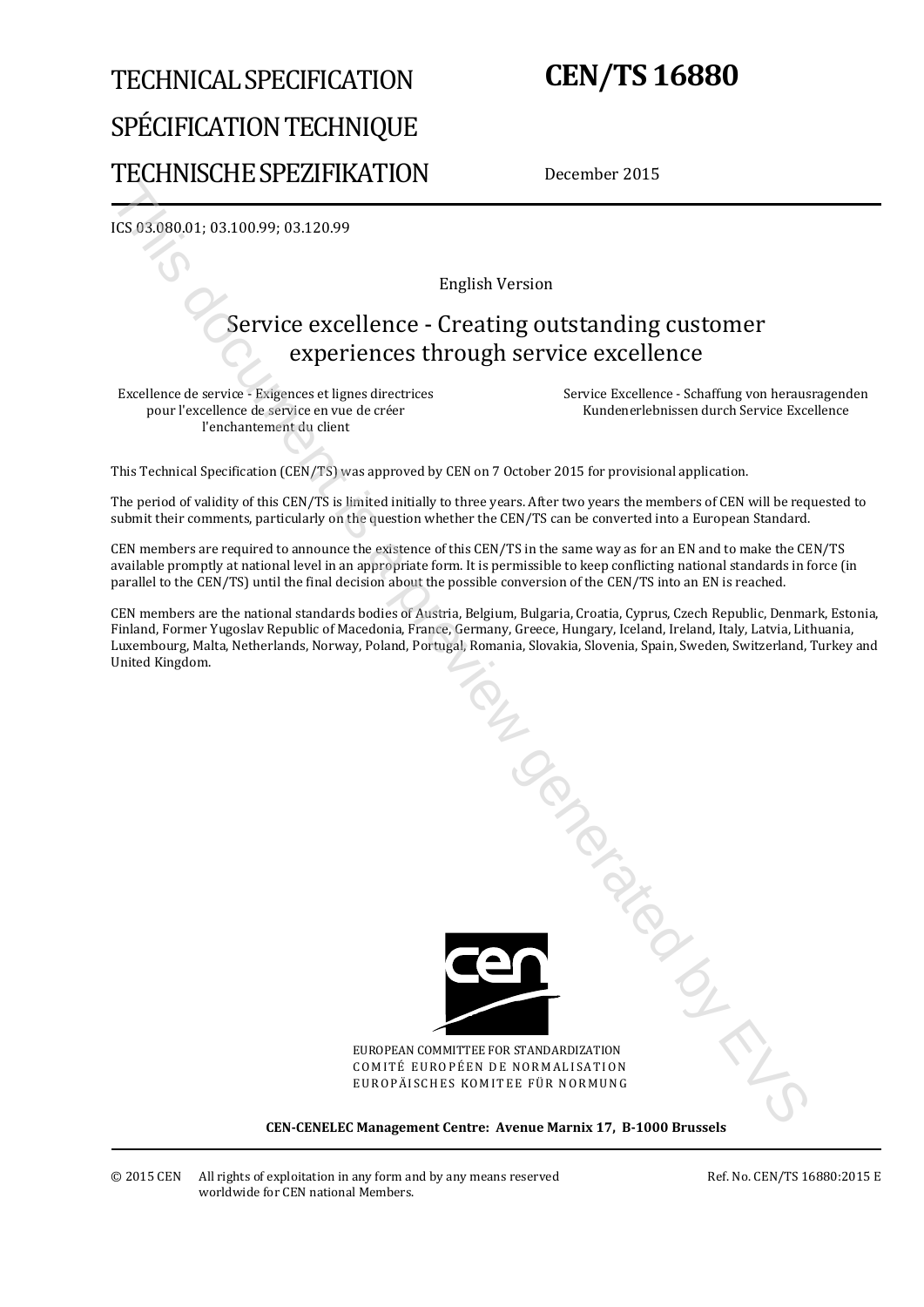# TECHNICAL SPECIFICATION
# SPÉCIFICATION TECHNIQUE
# TECHNISCHE SPEZIFIKATION

**CEN/TS 16880**

December 2015

ICS 03.080.01; 03.100.99; 03.120.99

English Version

## Service excellence - Creating outstanding customer experiences through service excellence

Excellence de service - Exigences et lignes directrices pour l'excellence de service en vue de créer l'enchantement du client

Service Excellence - Schaffung von herausragenden Kundenerlebnissen durch Service Excellence

This Technical Specification (CEN/TS) was approved by CEN on 7 October 2015 for provisional application.

The period of validity of this CEN/TS is limited initially to three years. After two years the members of CEN will be requested to submit their comments, particularly on the question whether the CEN/TS can be converted into a European Standard.

CEN members are required to announce the existence of this CEN/TS in the same way as for an EN and to make the CEN/TS available promptly at national level in an appropriate form. It is permissible to keep conflicting national standards in force (in parallel to the CEN/TS) until the final decision about the possible conversion of the CEN/TS into an EN is reached.

CEN members are the national standards bodies of Austria, Belgium, Bulgaria, Croatia, Cyprus, Czech Republic, Denmark, Estonia, Finland, Former Yugoslav Republic of Macedonia, France, Germany, Greece, Hungary, Iceland, Ireland, Italy, Latvia, Lithuania, Luxembourg, Malta, Netherlands, Norway, Poland, Portugal, Romania, Slovakia, Slovenia, Spain, Sweden, Switzerland, Turkey and United Kingdom.

EUROPEAN COMMITTEE FOR STANDARDIZATION
COMITÉ EUROPÉEN DE NORMALISATION
EUROPÄISCHES KOMITEE FÜR NORMUNG

**CEN-CENELEC Management Centre: Avenue Marnix 17, B-1000 Brussels**

© 2015 CEN All rights of exploitation in any form and by any means reserved worldwide for CEN national Members.

Ref. No. CEN/TS 16880:2015 E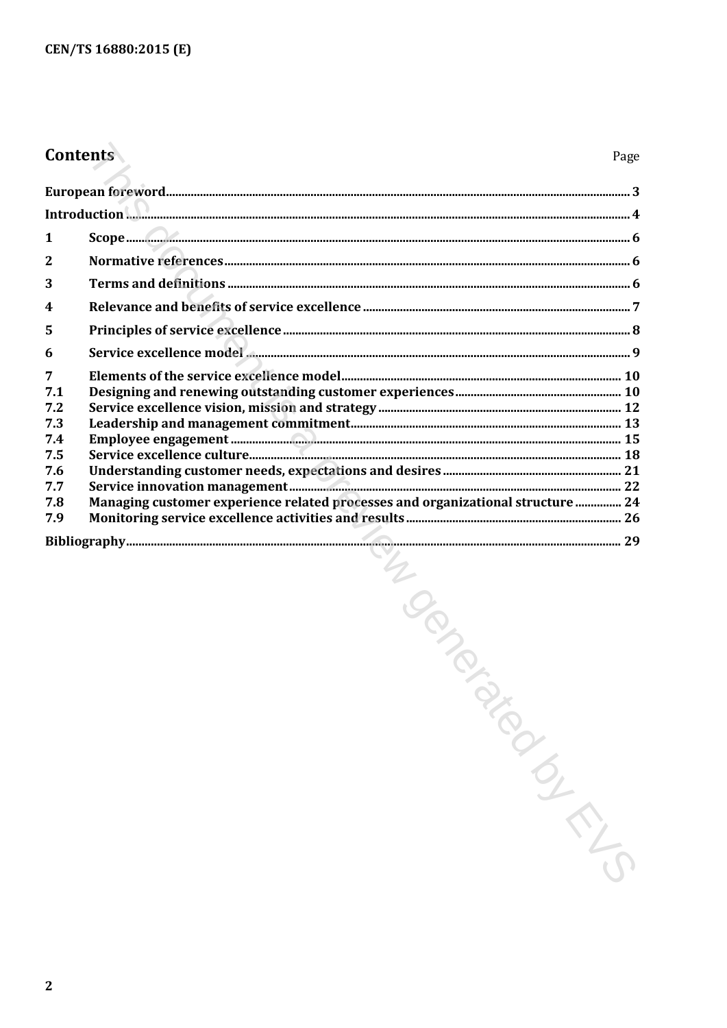# Contents

| | | Page |
|---|---|---|
| **European foreword** | | **3** |
| **Introduction** | | **4** |
| **1** | **Scope** | **6** |
| **2** | **Normative references** | **6** |
| **3** | **Terms and definitions** | **6** |
| **4** | **Relevance and benefits of service excellence** | **7** |
| **5** | **Principles of service excellence** | **8** |
| **6** | **Service excellence model** | **9** |
| **7** | **Elements of the service excellence model** | **10** |
| **7.1** | **Designing and renewing outstanding customer experiences** | **10** |
| **7.2** | **Service excellence vision, mission and strategy** | **12** |
| **7.3** | **Leadership and management commitment** | **13** |
| **7.4** | **Employee engagement** | **15** |
| **7.5** | **Service excellence culture** | **18** |
| **7.6** | **Understanding customer needs, expectations and desires** | **21** |
| **7.7** | **Service innovation management** | **22** |
| **7.8** | **Managing customer experience related processes and organizational structure** | **24** |
| **7.9** | **Monitoring service excellence activities and results** | **26** |
| **Bibliography** | | **29** |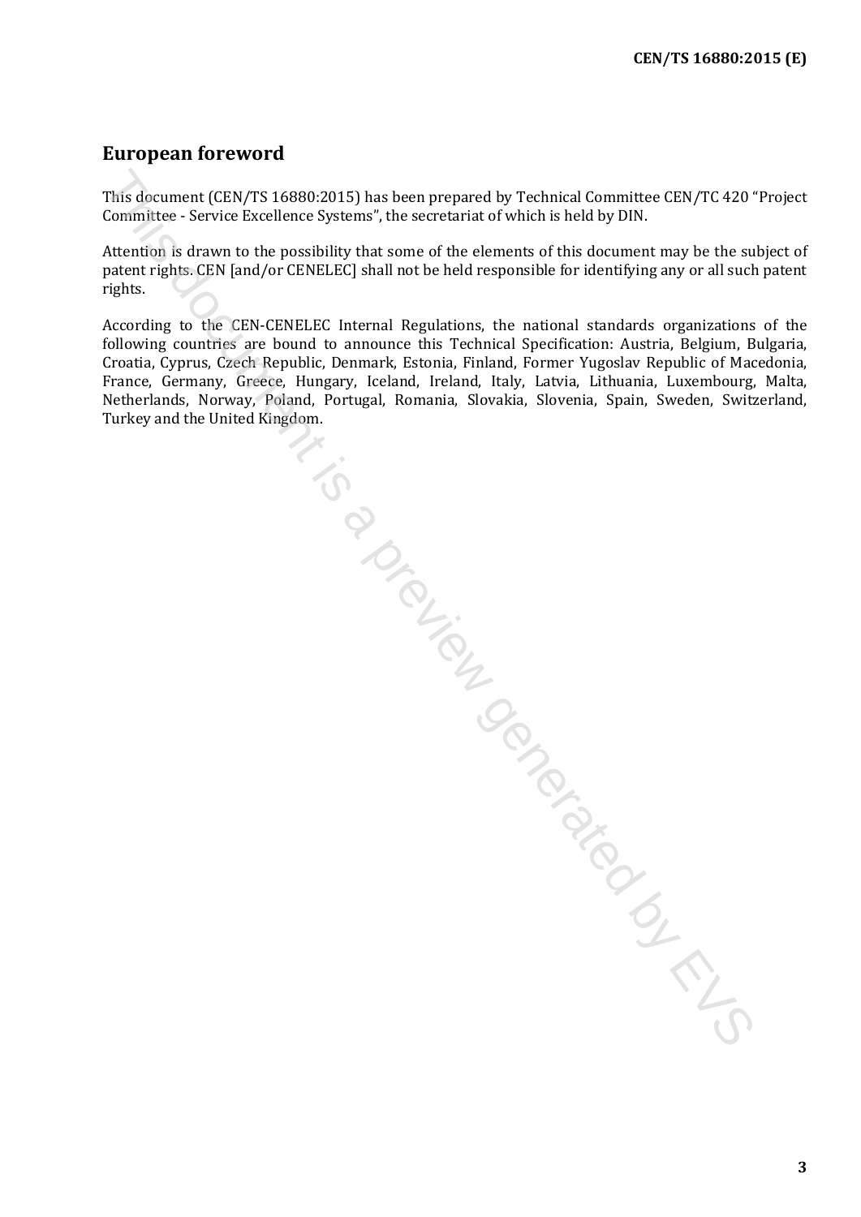## European foreword

This document (CEN/TS 16880:2015) has been prepared by Technical Committee CEN/TC 420 "Project Committee - Service Excellence Systems", the secretariat of which is held by DIN.

Attention is drawn to the possibility that some of the elements of this document may be the subject of patent rights. CEN [and/or CENELEC] shall not be held responsible for identifying any or all such patent rights.

According to the CEN-CENELEC Internal Regulations, the national standards organizations of the following countries are bound to announce this Technical Specification: Austria, Belgium, Bulgaria, Croatia, Cyprus, Czech Republic, Denmark, Estonia, Finland, Former Yugoslav Republic of Macedonia, France, Germany, Greece, Hungary, Iceland, Ireland, Italy, Latvia, Lithuania, Luxembourg, Malta, Netherlands, Norway, Poland, Portugal, Romania, Slovakia, Slovenia, Spain, Sweden, Switzerland, Turkey and the United Kingdom.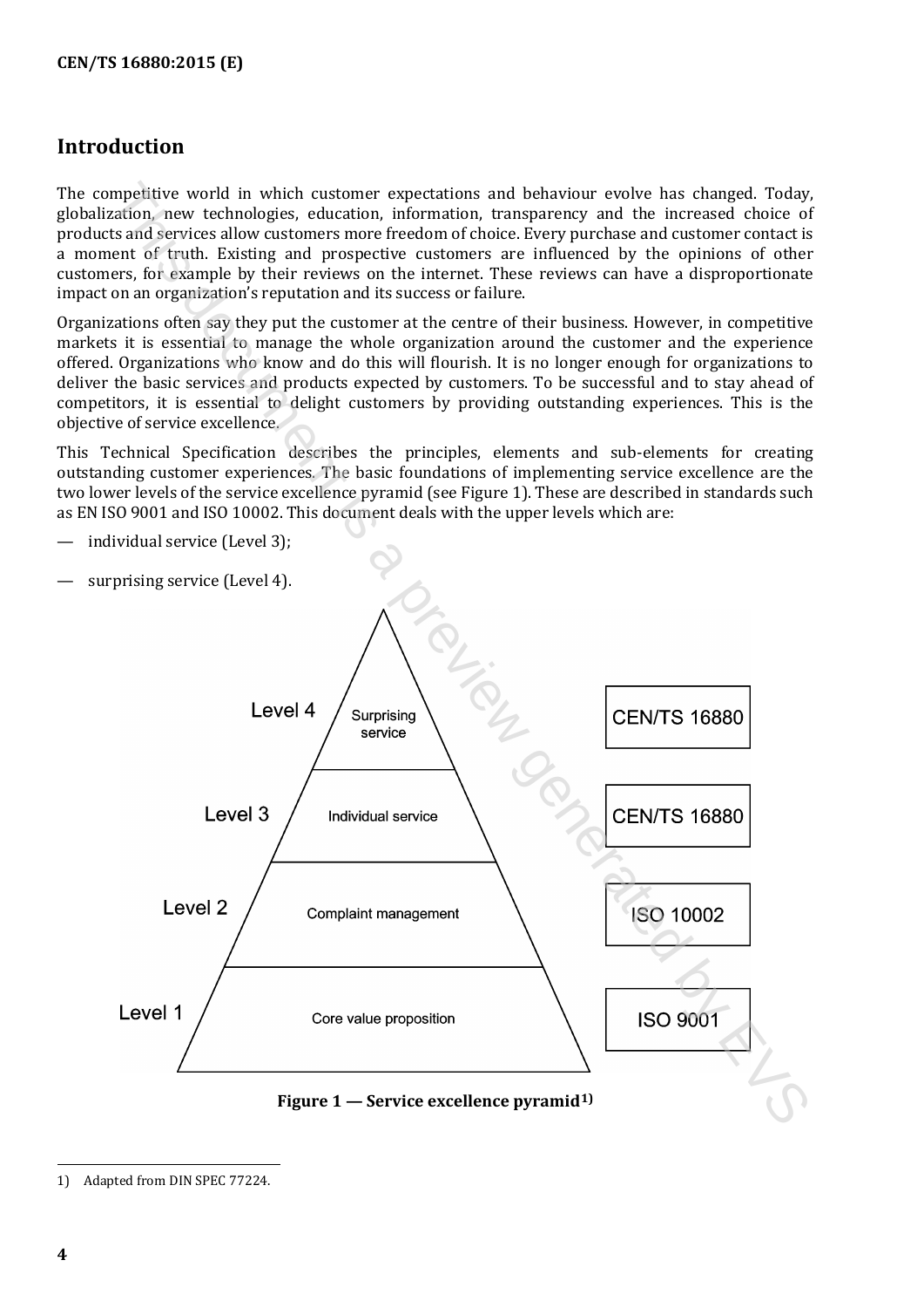## Introduction

The competitive world in which customer expectations and behaviour evolve has changed. Today, globalization, new technologies, education, information, transparency and the increased choice of products and services allow customers more freedom of choice. Every purchase and customer contact is a moment of truth. Existing and prospective customers are influenced by the opinions of other customers, for example by their reviews on the internet. These reviews can have a disproportionate impact on an organization's reputation and its success or failure.

Organizations often say they put the customer at the centre of their business. However, in competitive markets it is essential to manage the whole organization around the customer and the experience offered. Organizations who know and do this will flourish. It is no longer enough for organizations to deliver the basic services and products expected by customers. To be successful and to stay ahead of competitors, it is essential to delight customers by providing outstanding experiences. This is the objective of service excellence.

This Technical Specification describes the principles, elements and sub-elements for creating outstanding customer experiences. The basic foundations of implementing service excellence are the two lower levels of the service excellence pyramid (see Figure 1). These are described in standards such as EN ISO 9001 and ISO 10002. This document deals with the upper levels which are:

— individual service (Level 3);

— surprising service (Level 4).

| Level | Pyramid | Standard |
|---|---|---|
| Level 4 | Surprising service | CEN/TS 16880 |
| Level 3 | Individual service | CEN/TS 16880 |
| Level 2 | Complaint management | ISO 10002 |
| Level 1 | Core value proposition | ISO 9001 |

**Figure 1 — Service excellence pyramid[1)]**

1) Adapted from DIN SPEC 77224.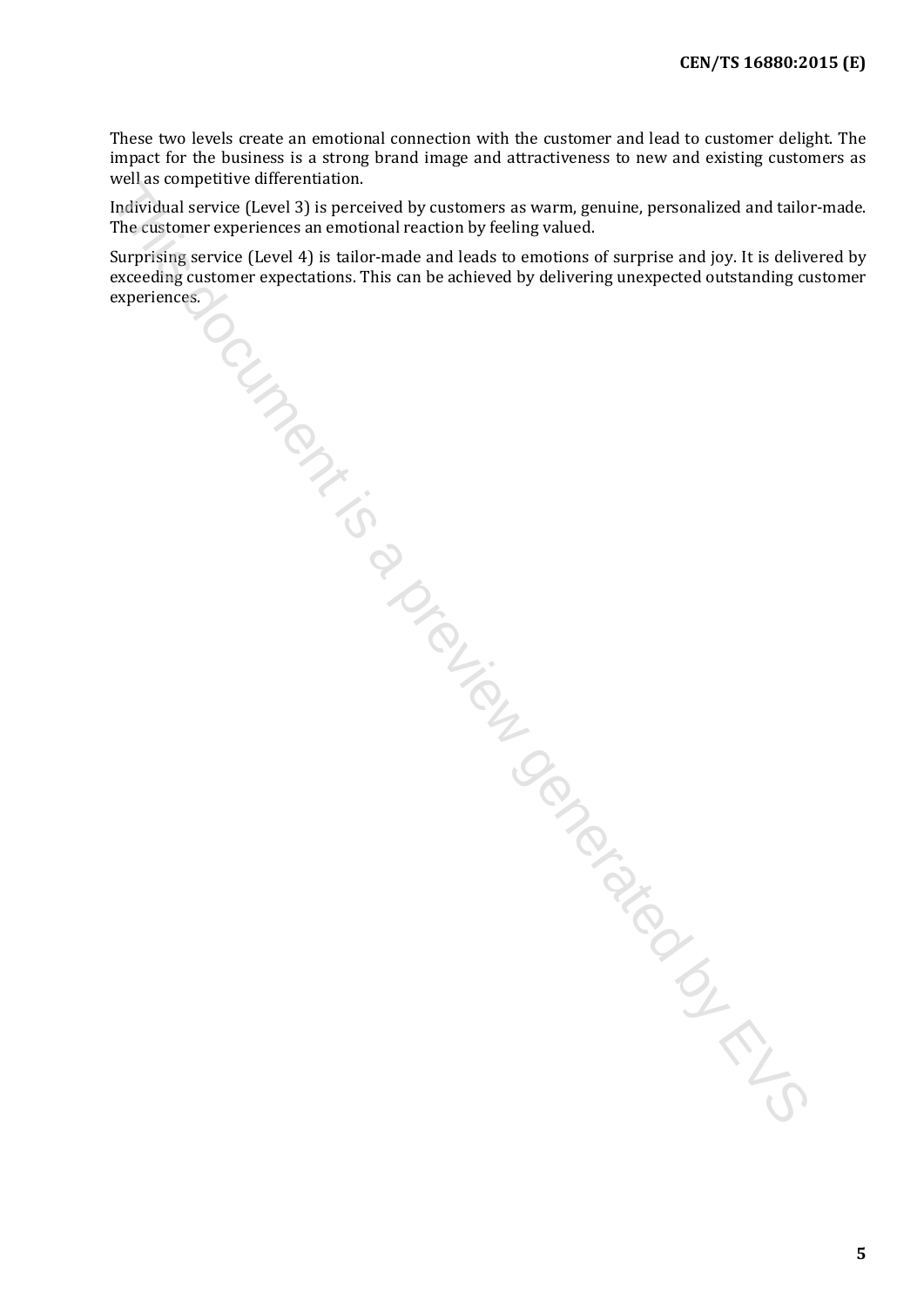These two levels create an emotional connection with the customer and lead to customer delight. The impact for the business is a strong brand image and attractiveness to new and existing customers as well as competitive differentiation.

Individual service (Level 3) is perceived by customers as warm, genuine, personalized and tailor-made. The customer experiences an emotional reaction by feeling valued.

Surprising service (Level 4) is tailor-made and leads to emotions of surprise and joy. It is delivered by exceeding customer expectations. This can be achieved by delivering unexpected outstanding customer experiences.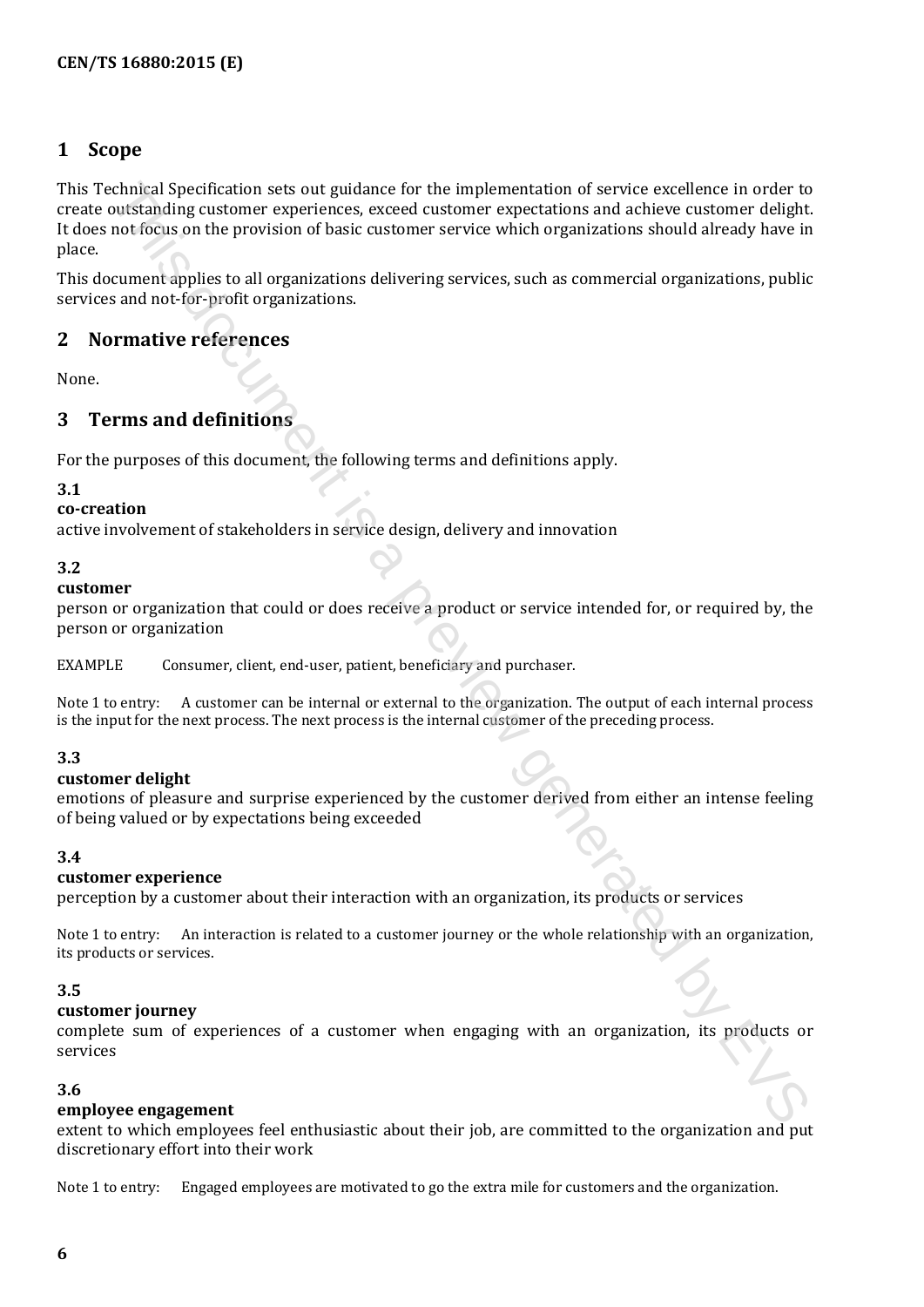# 1 Scope

This Technical Specification sets out guidance for the implementation of service excellence in order to create outstanding customer experiences, exceed customer expectations and achieve customer delight. It does not focus on the provision of basic customer service which organizations should already have in place.

This document applies to all organizations delivering services, such as commercial organizations, public services and not-for-profit organizations.

# 2 Normative references

None.

# 3 Terms and definitions

For the purposes of this document, the following terms and definitions apply.

**3.1**
**co-creation**
active involvement of stakeholders in service design, delivery and innovation

**3.2**
**customer**
person or organization that could or does receive a product or service intended for, or required by, the person or organization

EXAMPLE Consumer, client, end-user, patient, beneficiary and purchaser.

Note 1 to entry: A customer can be internal or external to the organization. The output of each internal process is the input for the next process. The next process is the internal customer of the preceding process.

**3.3**
**customer delight**
emotions of pleasure and surprise experienced by the customer derived from either an intense feeling of being valued or by expectations being exceeded

**3.4**
**customer experience**
perception by a customer about their interaction with an organization, its products or services

Note 1 to entry: An interaction is related to a customer journey or the whole relationship with an organization, its products or services.

**3.5**
**customer journey**
complete sum of experiences of a customer when engaging with an organization, its products or services

**3.6**
**employee engagement**
extent to which employees feel enthusiastic about their job, are committed to the organization and put discretionary effort into their work

Note 1 to entry: Engaged employees are motivated to go the extra mile for customers and the organization.